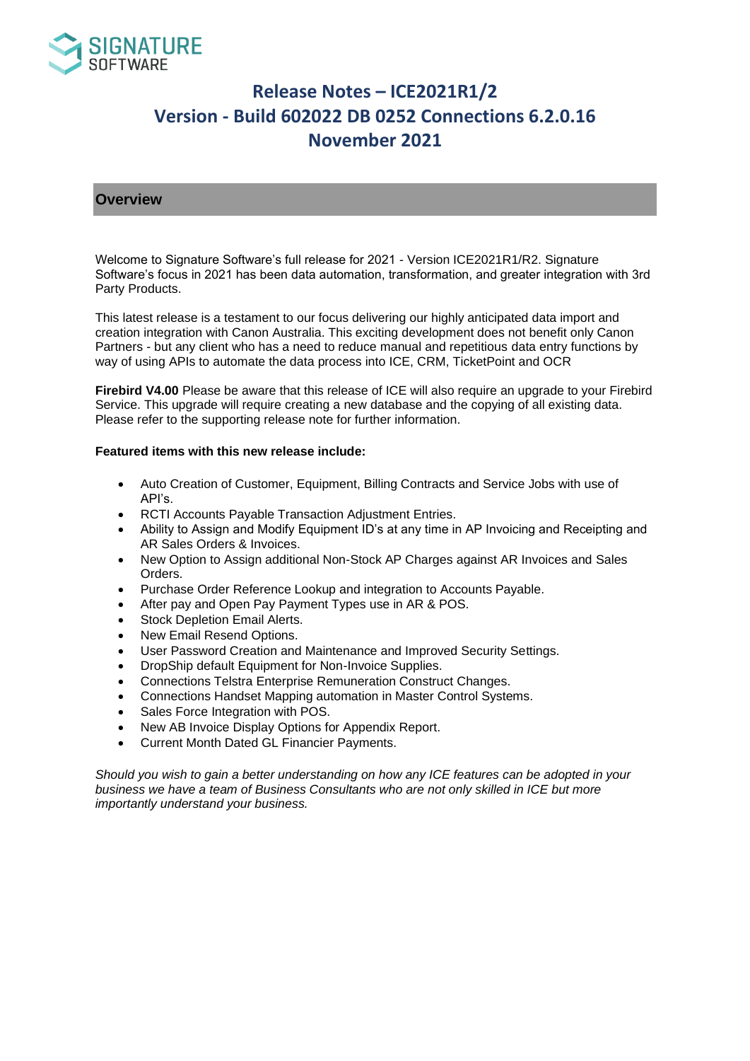SIGNATURE SOFTWARE

# Release Notes – ICE2021R1/2
# Version - Build 602022 DB 0252 Connections 6.2.0.16
# November 2021

## Overview

Welcome to Signature Software's full release for 2021 - Version ICE2021R1/R2. Signature Software's focus in 2021 has been data automation, transformation, and greater integration with 3rd Party Products.

This latest release is a testament to our focus delivering our highly anticipated data import and creation integration with Canon Australia. This exciting development does not benefit only Canon Partners - but any client who has a need to reduce manual and repetitious data entry functions by way of using APIs to automate the data process into ICE, CRM, TicketPoint and OCR

**Firebird V4.00** Please be aware that this release of ICE will also require an upgrade to your Firebird Service. This upgrade will require creating a new database and the copying of all existing data. Please refer to the supporting release note for further information.

**Featured items with this new release include:**

- Auto Creation of Customer, Equipment, Billing Contracts and Service Jobs with use of API's.
- RCTI Accounts Payable Transaction Adjustment Entries.
- Ability to Assign and Modify Equipment ID's at any time in AP Invoicing and Receipting and AR Sales Orders & Invoices.
- New Option to Assign additional Non-Stock AP Charges against AR Invoices and Sales Orders.
- Purchase Order Reference Lookup and integration to Accounts Payable.
- After pay and Open Pay Payment Types use in AR & POS.
- Stock Depletion Email Alerts.
- New Email Resend Options.
- User Password Creation and Maintenance and Improved Security Settings.
- DropShip default Equipment for Non-Invoice Supplies.
- Connections Telstra Enterprise Remuneration Construct Changes.
- Connections Handset Mapping automation in Master Control Systems.
- Sales Force Integration with POS.
- New AB Invoice Display Options for Appendix Report.
- Current Month Dated GL Financier Payments.

*Should you wish to gain a better understanding on how any ICE features can be adopted in your business we have a team of Business Consultants who are not only skilled in ICE but more importantly understand your business.*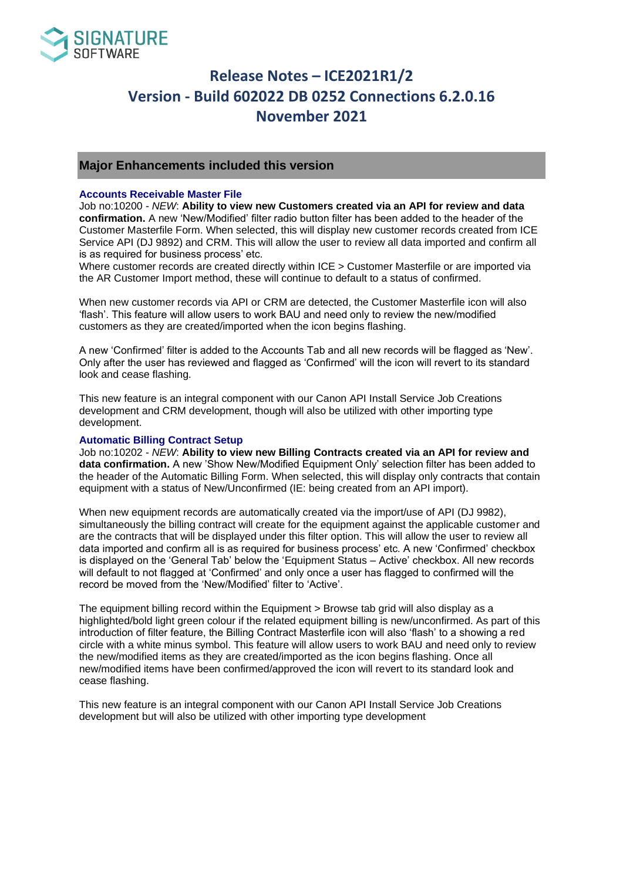# Release Notes – ICE2021R1/2
# Version - Build 602022 DB 0252 Connections 6.2.0.16
# November 2021

## Major Enhancements included this version

### Accounts Receivable Master File

Job no:10200 - *NEW*: **Ability to view new Customers created via an API for review and data confirmation.** A new 'New/Modified' filter radio button filter has been added to the header of the Customer Masterfile Form. When selected, this will display new customer records created from ICE Service API (DJ 9892) and CRM. This will allow the user to review all data imported and confirm all is as required for business process' etc.
Where customer records are created directly within ICE > Customer Masterfile or are imported via the AR Customer Import method, these will continue to default to a status of confirmed.

When new customer records via API or CRM are detected, the Customer Masterfile icon will also 'flash'. This feature will allow users to work BAU and need only to review the new/modified customers as they are created/imported when the icon begins flashing.

A new 'Confirmed' filter is added to the Accounts Tab and all new records will be flagged as 'New'. Only after the user has reviewed and flagged as 'Confirmed' will the icon will revert to its standard look and cease flashing.

This new feature is an integral component with our Canon API Install Service Job Creations development and CRM development, though will also be utilized with other importing type development.

### Automatic Billing Contract Setup

Job no:10202 - *NEW*: **Ability to view new Billing Contracts created via an API for review and data confirmation.** A new 'Show New/Modified Equipment Only' selection filter has been added to the header of the Automatic Billing Form. When selected, this will display only contracts that contain equipment with a status of New/Unconfirmed (IE: being created from an API import).

When new equipment records are automatically created via the import/use of API (DJ 9982), simultaneously the billing contract will create for the equipment against the applicable customer and are the contracts that will be displayed under this filter option. This will allow the user to review all data imported and confirm all is as required for business process' etc. A new 'Confirmed' checkbox is displayed on the 'General Tab' below the 'Equipment Status – Active' checkbox. All new records will default to not flagged at 'Confirmed' and only once a user has flagged to confirmed will the record be moved from the 'New/Modified' filter to 'Active'.

The equipment billing record within the Equipment > Browse tab grid will also display as a highlighted/bold light green colour if the related equipment billing is new/unconfirmed. As part of this introduction of filter feature, the Billing Contract Masterfile icon will also 'flash' to a showing a red circle with a white minus symbol. This feature will allow users to work BAU and need only to review the new/modified items as they are created/imported as the icon begins flashing. Once all new/modified items have been confirmed/approved the icon will revert to its standard look and cease flashing.

This new feature is an integral component with our Canon API Install Service Job Creations development but will also be utilized with other importing type development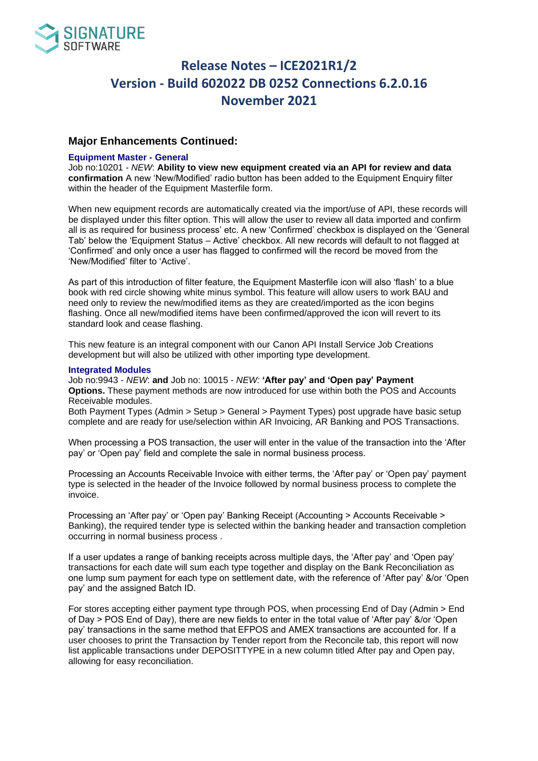# Release Notes – ICE2021R1/2
# Version - Build 602022 DB 0252 Connections 6.2.0.16
# November 2021

## Major Enhancements Continued:

### Equipment Master - General

Job no:10201 - *NEW*: **Ability to view new equipment created via an API for review and data confirmation** A new 'New/Modified' radio button has been added to the Equipment Enquiry filter within the header of the Equipment Masterfile form.

When new equipment records are automatically created via the import/use of API, these records will be displayed under this filter option. This will allow the user to review all data imported and confirm all is as required for business process' etc. A new 'Confirmed' checkbox is displayed on the 'General Tab' below the 'Equipment Status – Active' checkbox. All new records will default to not flagged at 'Confirmed' and only once a user has flagged to confirmed will the record be moved from the 'New/Modified' filter to 'Active'.

As part of this introduction of filter feature, the Equipment Masterfile icon will also 'flash' to a blue book with red circle showing white minus symbol. This feature will allow users to work BAU and need only to review the new/modified items as they are created/imported as the icon begins flashing. Once all new/modified items have been confirmed/approved the icon will revert to its standard look and cease flashing.

This new feature is an integral component with our Canon API Install Service Job Creations development but will also be utilized with other importing type development.

### Integrated Modules

Job no:9943 - *NEW*: **and** Job no: 10015 - *NEW:* **'After pay' and 'Open pay' Payment Options.** These payment methods are now introduced for use within both the POS and Accounts Receivable modules.
Both Payment Types (Admin > Setup > General > Payment Types) post upgrade have basic setup complete and are ready for use/selection within AR Invoicing, AR Banking and POS Transactions.

When processing a POS transaction, the user will enter in the value of the transaction into the 'After pay' or 'Open pay' field and complete the sale in normal business process.

Processing an Accounts Receivable Invoice with either terms, the 'After pay' or 'Open pay' payment type is selected in the header of the Invoice followed by normal business process to complete the invoice.

Processing an 'After pay' or 'Open pay' Banking Receipt (Accounting > Accounts Receivable > Banking), the required tender type is selected within the banking header and transaction completion occurring in normal business process .

If a user updates a range of banking receipts across multiple days, the 'After pay' and 'Open pay' transactions for each date will sum each type together and display on the Bank Reconciliation as one lump sum payment for each type on settlement date, with the reference of 'After pay' &/or 'Open pay' and the assigned Batch ID.

For stores accepting either payment type through POS, when processing End of Day (Admin > End of Day > POS End of Day), there are new fields to enter in the total value of 'After pay' &/or 'Open pay' transactions in the same method that EFPOS and AMEX transactions are accounted for. If a user chooses to print the Transaction by Tender report from the Reconcile tab, this report will now list applicable transactions under DEPOSITTYPE in a new column titled After pay and Open pay, allowing for easy reconciliation.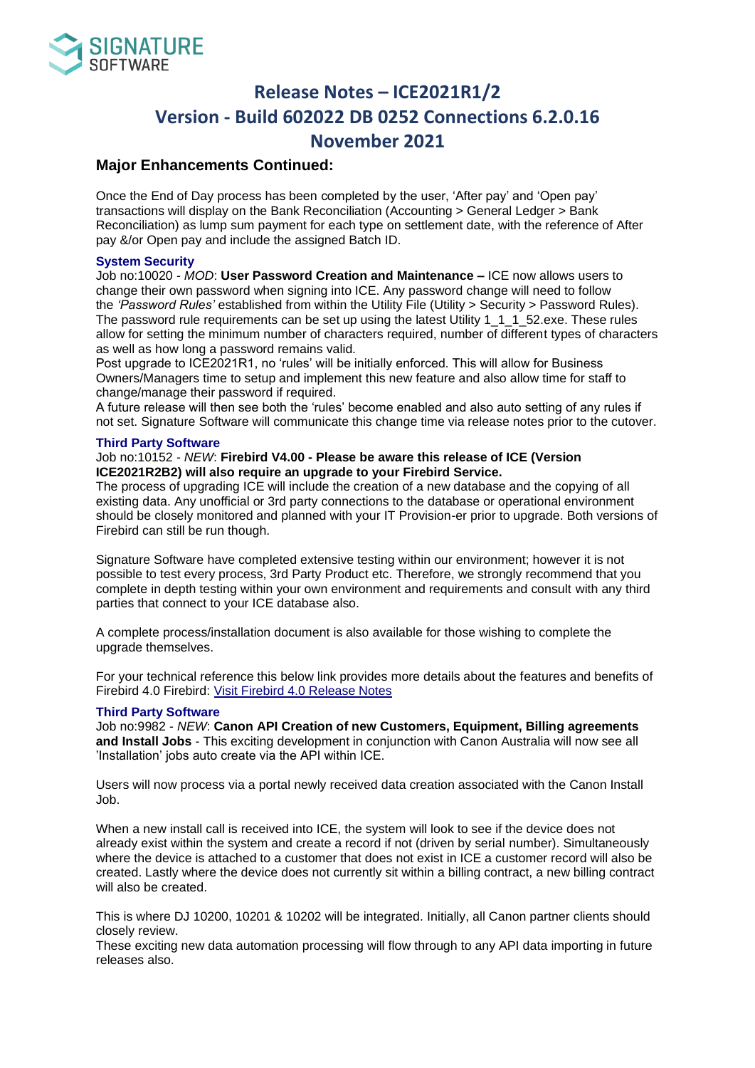# Release Notes – ICE2021R1/2
# Version - Build 602022 DB 0252 Connections 6.2.0.16
# November 2021

## Major Enhancements Continued:

Once the End of Day process has been completed by the user, 'After pay' and 'Open pay' transactions will display on the Bank Reconciliation (Accounting > General Ledger > Bank Reconciliation) as lump sum payment for each type on settlement date, with the reference of After pay &/or Open pay and include the assigned Batch ID.

### System Security

Job no:10020 - *MOD*: **User Password Creation and Maintenance –** ICE now allows users to change their own password when signing into ICE. Any password change will need to follow the *'Password Rules'* established from within the Utility File (Utility > Security > Password Rules). The password rule requirements can be set up using the latest Utility 1_1_1_52.exe. These rules allow for setting the minimum number of characters required, number of different types of characters as well as how long a password remains valid.
Post upgrade to ICE2021R1, no 'rules' will be initially enforced. This will allow for Business Owners/Managers time to setup and implement this new feature and also allow time for staff to change/manage their password if required.
A future release will then see both the 'rules' become enabled and also auto setting of any rules if not set. Signature Software will communicate this change time via release notes prior to the cutover.

### Third Party Software

Job no:10152 - *NEW*: **Firebird V4.00 - Please be aware this release of ICE (Version ICE2021R2B2) will also require an upgrade to your Firebird Service.**
The process of upgrading ICE will include the creation of a new database and the copying of all existing data. Any unofficial or 3rd party connections to the database or operational environment should be closely monitored and planned with your IT Provision-er prior to upgrade. Both versions of Firebird can still be run though.

Signature Software have completed extensive testing within our environment; however it is not possible to test every process, 3rd Party Product etc. Therefore, we strongly recommend that you complete in depth testing within your own environment and requirements and consult with any third parties that connect to your ICE database also.

A complete process/installation document is also available for those wishing to complete the upgrade themselves.

For your technical reference this below link provides more details about the features and benefits of Firebird 4.0 Firebird: Visit Firebird 4.0 Release Notes

### Third Party Software

Job no:9982 - *NEW*: **Canon API Creation of new Customers, Equipment, Billing agreements and Install Jobs** - This exciting development in conjunction with Canon Australia will now see all 'Installation' jobs auto create via the API within ICE.

Users will now process via a portal newly received data creation associated with the Canon Install Job.

When a new install call is received into ICE, the system will look to see if the device does not already exist within the system and create a record if not (driven by serial number). Simultaneously where the device is attached to a customer that does not exist in ICE a customer record will also be created. Lastly where the device does not currently sit within a billing contract, a new billing contract will also be created.

This is where DJ 10200, 10201 & 10202 will be integrated. Initially, all Canon partner clients should closely review.
These exciting new data automation processing will flow through to any API data importing in future releases also.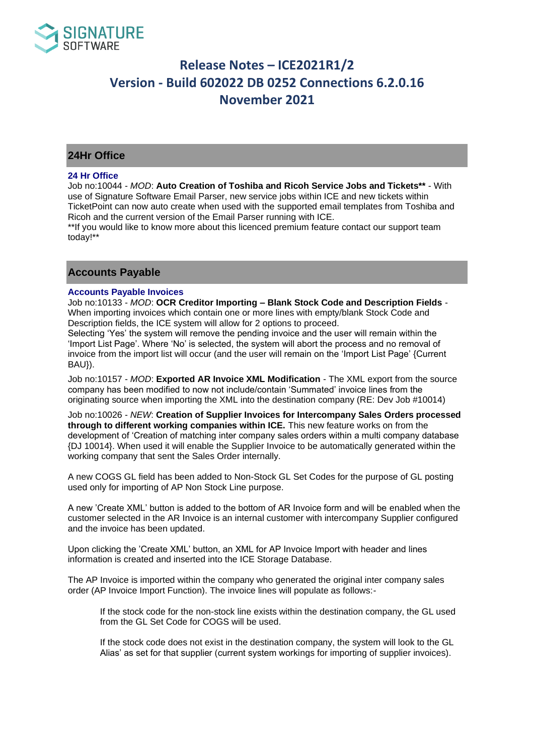# Release Notes – ICE2021R1/2
# Version - Build 602022 DB 0252 Connections 6.2.0.16
# November 2021

## 24Hr Office

### 24 Hr Office

Job no:10044 - *MOD*: **Auto Creation of Toshiba and Ricoh Service Jobs and Tickets**** - With use of Signature Software Email Parser, new service jobs within ICE and new tickets within TicketPoint can now auto create when used with the supported email templates from Toshiba and Ricoh and the current version of the Email Parser running with ICE.
**If you would like to know more about this licenced premium feature contact our support team today!**

## Accounts Payable

### Accounts Payable Invoices

Job no:10133 - *MOD*: **OCR Creditor Importing – Blank Stock Code and Description Fields** - When importing invoices which contain one or more lines with empty/blank Stock Code and Description fields, the ICE system will allow for 2 options to proceed.
Selecting 'Yes' the system will remove the pending invoice and the user will remain within the 'Import List Page'. Where 'No' is selected, the system will abort the process and no removal of invoice from the import list will occur (and the user will remain on the 'Import List Page' {Current BAU}).

Job no:10157 - *MOD*: **Exported AR Invoice XML Modification** - The XML export from the source company has been modified to now not include/contain 'Summated' invoice lines from the originating source when importing the XML into the destination company (RE: Dev Job #10014)

Job no:10026 - *NEW*: **Creation of Supplier Invoices for Intercompany Sales Orders processed through to different working companies within ICE.** This new feature works on from the development of 'Creation of matching inter company sales orders within a multi company database {DJ 10014}. When used it will enable the Supplier Invoice to be automatically generated within the working company that sent the Sales Order internally.

A new COGS GL field has been added to Non-Stock GL Set Codes for the purpose of GL posting used only for importing of AP Non Stock Line purpose.

A new 'Create XML' button is added to the bottom of AR Invoice form and will be enabled when the customer selected in the AR Invoice is an internal customer with intercompany Supplier configured and the invoice has been updated.

Upon clicking the 'Create XML' button, an XML for AP Invoice Import with header and lines information is created and inserted into the ICE Storage Database.

The AP Invoice is imported within the company who generated the original inter company sales order (AP Invoice Import Function). The invoice lines will populate as follows:-

> If the stock code for the non-stock line exists within the destination company, the GL used from the GL Set Code for COGS will be used.
>
> If the stock code does not exist in the destination company, the system will look to the GL Alias' as set for that supplier (current system workings for importing of supplier invoices).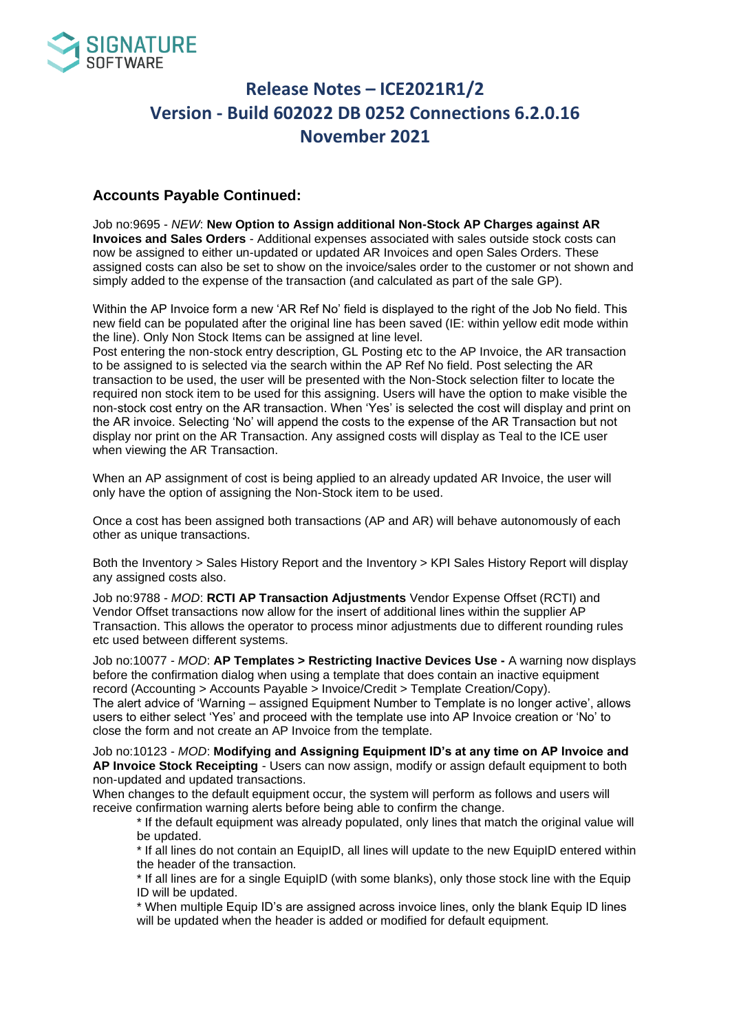## Accounts Payable Continued:

Job no:9695 - *NEW*: **New Option to Assign additional Non-Stock AP Charges against AR Invoices and Sales Orders** - Additional expenses associated with sales outside stock costs can now be assigned to either un-updated or updated AR Invoices and open Sales Orders. These assigned costs can also be set to show on the invoice/sales order to the customer or not shown and simply added to the expense of the transaction (and calculated as part of the sale GP).

Within the AP Invoice form a new 'AR Ref No' field is displayed to the right of the Job No field. This new field can be populated after the original line has been saved (IE: within yellow edit mode within the line). Only Non Stock Items can be assigned at line level.
Post entering the non-stock entry description, GL Posting etc to the AP Invoice, the AR transaction to be assigned to is selected via the search within the AP Ref No field. Post selecting the AR transaction to be used, the user will be presented with the Non-Stock selection filter to locate the required non stock item to be used for this assigning. Users will have the option to make visible the non-stock cost entry on the AR transaction. When 'Yes' is selected the cost will display and print on the AR invoice. Selecting 'No' will append the costs to the expense of the AR Transaction but not display nor print on the AR Transaction. Any assigned costs will display as Teal to the ICE user when viewing the AR Transaction.

When an AP assignment of cost is being applied to an already updated AR Invoice, the user will only have the option of assigning the Non-Stock item to be used.

Once a cost has been assigned both transactions (AP and AR) will behave autonomously of each other as unique transactions.

Both the Inventory > Sales History Report and the Inventory > KPI Sales History Report will display any assigned costs also.

Job no:9788 - *MOD*: **RCTI AP Transaction Adjustments** Vendor Expense Offset (RCTI) and Vendor Offset transactions now allow for the insert of additional lines within the supplier AP Transaction. This allows the operator to process minor adjustments due to different rounding rules etc used between different systems.

Job no:10077 - *MOD*: **AP Templates > Restricting Inactive Devices Use -** A warning now displays before the confirmation dialog when using a template that does contain an inactive equipment record (Accounting > Accounts Payable > Invoice/Credit > Template Creation/Copy).
The alert advice of 'Warning – assigned Equipment Number to Template is no longer active', allows users to either select 'Yes' and proceed with the template use into AP Invoice creation or 'No' to close the form and not create an AP Invoice from the template.

Job no:10123 - *MOD*: **Modifying and Assigning Equipment ID's at any time on AP Invoice and AP Invoice Stock Receipting** - Users can now assign, modify or assign default equipment to both non-updated and updated transactions.
When changes to the default equipment occur, the system will perform as follows and users will receive confirmation warning alerts before being able to confirm the change.

- * If the default equipment was already populated, only lines that match the original value will be updated.
- * If all lines do not contain an EquipID, all lines will update to the new EquipID entered within the header of the transaction.
- * If all lines are for a single EquipID (with some blanks), only those stock line with the Equip ID will be updated.
- * When multiple Equip ID's are assigned across invoice lines, only the blank Equip ID lines will be updated when the header is added or modified for default equipment.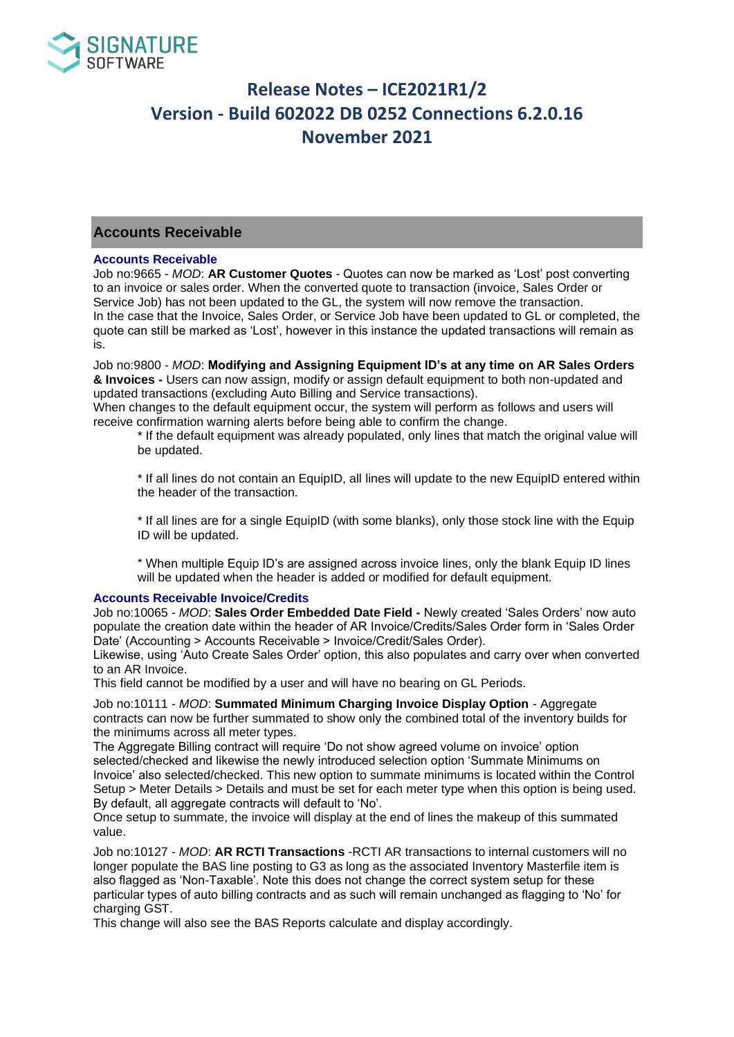# Release Notes – ICE2021R1/2
# Version - Build 602022 DB 0252 Connections 6.2.0.16
# November 2021

## Accounts Receivable

### Accounts Receivable

Job no:9665 - *MOD*: **AR Customer Quotes** - Quotes can now be marked as 'Lost' post converting to an invoice or sales order. When the converted quote to transaction (invoice, Sales Order or Service Job) has not been updated to the GL, the system will now remove the transaction.
In the case that the Invoice, Sales Order, or Service Job have been updated to GL or completed, the quote can still be marked as 'Lost', however in this instance the updated transactions will remain as is.

Job no:9800 - *MOD*: **Modifying and Assigning Equipment ID's at any time on AR Sales Orders & Invoices -** Users can now assign, modify or assign default equipment to both non-updated and updated transactions (excluding Auto Billing and Service transactions).
When changes to the default equipment occur, the system will perform as follows and users will receive confirmation warning alerts before being able to confirm the change.

* If the default equipment was already populated, only lines that match the original value will be updated.
* If all lines do not contain an EquipID, all lines will update to the new EquipID entered within the header of the transaction.
* If all lines are for a single EquipID (with some blanks), only those stock line with the Equip ID will be updated.
* When multiple Equip ID's are assigned across invoice lines, only the blank Equip ID lines will be updated when the header is added or modified for default equipment.

### Accounts Receivable Invoice/Credits

Job no:10065 - *MOD*: **Sales Order Embedded Date Field -** Newly created 'Sales Orders' now auto populate the creation date within the header of AR Invoice/Credits/Sales Order form in 'Sales Order Date' (Accounting > Accounts Receivable > Invoice/Credit/Sales Order).
Likewise, using 'Auto Create Sales Order' option, this also populates and carry over when converted to an AR Invoice.
This field cannot be modified by a user and will have no bearing on GL Periods.

Job no:10111 - *MOD*: **Summated Minimum Charging Invoice Display Option** - Aggregate contracts can now be further summated to show only the combined total of the inventory builds for the minimums across all meter types.
The Aggregate Billing contract will require 'Do not show agreed volume on invoice' option selected/checked and likewise the newly introduced selection option 'Summate Minimums on Invoice' also selected/checked. This new option to summate minimums is located within the Control Setup > Meter Details > Details and must be set for each meter type when this option is being used. By default, all aggregate contracts will default to 'No'.
Once setup to summate, the invoice will display at the end of lines the makeup of this summated value.

Job no:10127 - *MOD*: **AR RCTI Transactions** -RCTI AR transactions to internal customers will no longer populate the BAS line posting to G3 as long as the associated Inventory Masterfile item is also flagged as 'Non-Taxable'. Note this does not change the correct system setup for these particular types of auto billing contracts and as such will remain unchanged as flagging to 'No' for charging GST.
This change will also see the BAS Reports calculate and display accordingly.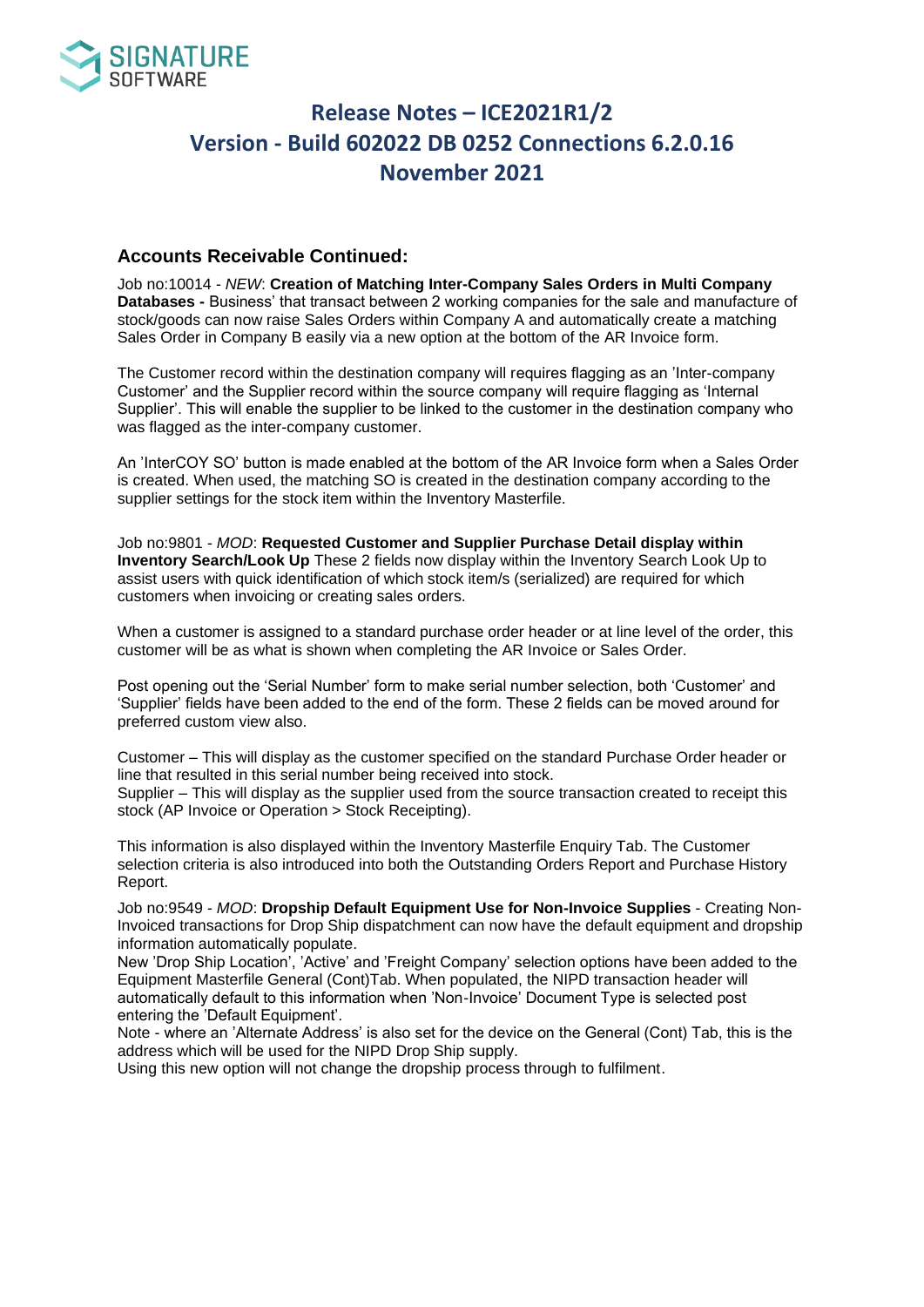# Release Notes – ICE2021R1/2
# Version - Build 602022 DB 0252 Connections 6.2.0.16
# November 2021

## Accounts Receivable Continued:

Job no:10014 - *NEW*: **Creation of Matching Inter-Company Sales Orders in Multi Company Databases -** Business' that transact between 2 working companies for the sale and manufacture of stock/goods can now raise Sales Orders within Company A and automatically create a matching Sales Order in Company B easily via a new option at the bottom of the AR Invoice form.

The Customer record within the destination company will requires flagging as an 'Inter-company Customer' and the Supplier record within the source company will require flagging as 'Internal Supplier'. This will enable the supplier to be linked to the customer in the destination company who was flagged as the inter-company customer.

An 'InterCOY SO' button is made enabled at the bottom of the AR Invoice form when a Sales Order is created. When used, the matching SO is created in the destination company according to the supplier settings for the stock item within the Inventory Masterfile.

Job no:9801 - *MOD*: **Requested Customer and Supplier Purchase Detail display within Inventory Search/Look Up** These 2 fields now display within the Inventory Search Look Up to assist users with quick identification of which stock item/s (serialized) are required for which customers when invoicing or creating sales orders.

When a customer is assigned to a standard purchase order header or at line level of the order, this customer will be as what is shown when completing the AR Invoice or Sales Order.

Post opening out the 'Serial Number' form to make serial number selection, both 'Customer' and 'Supplier' fields have been added to the end of the form. These 2 fields can be moved around for preferred custom view also.

Customer – This will display as the customer specified on the standard Purchase Order header or line that resulted in this serial number being received into stock.
Supplier – This will display as the supplier used from the source transaction created to receipt this stock (AP Invoice or Operation > Stock Receipting).

This information is also displayed within the Inventory Masterfile Enquiry Tab. The Customer selection criteria is also introduced into both the Outstanding Orders Report and Purchase History Report.

Job no:9549 - *MOD*: **Dropship Default Equipment Use for Non-Invoice Supplies** - Creating Non-Invoiced transactions for Drop Ship dispatchment can now have the default equipment and dropship information automatically populate.
New 'Drop Ship Location', 'Active' and 'Freight Company' selection options have been added to the Equipment Masterfile General (Cont)Tab. When populated, the NIPD transaction header will automatically default to this information when 'Non-Invoice' Document Type is selected post entering the 'Default Equipment'.
Note - where an 'Alternate Address' is also set for the device on the General (Cont) Tab, this is the address which will be used for the NIPD Drop Ship supply.
Using this new option will not change the dropship process through to fulfilment.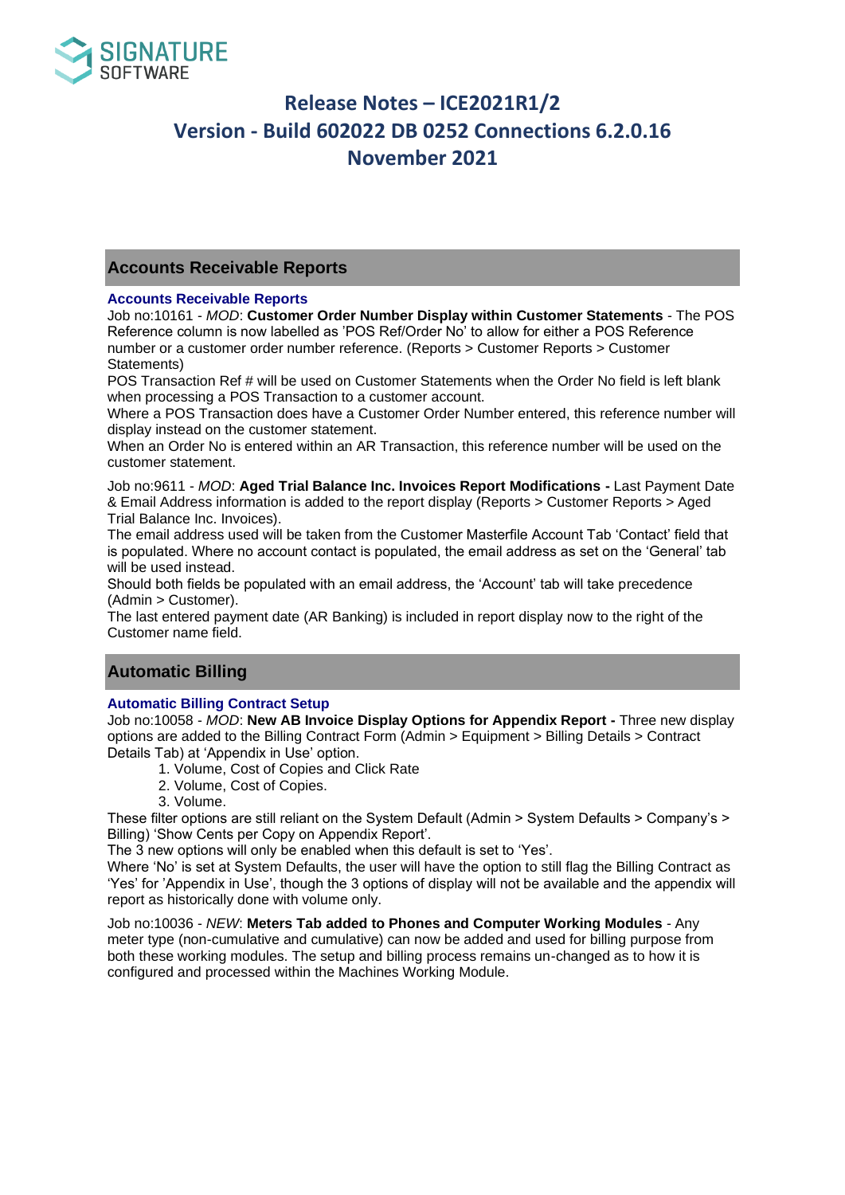# Release Notes – ICE2021R1/2
# Version - Build 602022 DB 0252 Connections 6.2.0.16
# November 2021

## Accounts Receivable Reports

### Accounts Receivable Reports

Job no:10161 - *MOD*: **Customer Order Number Display within Customer Statements** - The POS Reference column is now labelled as 'POS Ref/Order No' to allow for either a POS Reference number or a customer order number reference. (Reports > Customer Reports > Customer Statements)

POS Transaction Ref # will be used on Customer Statements when the Order No field is left blank when processing a POS Transaction to a customer account.

Where a POS Transaction does have a Customer Order Number entered, this reference number will display instead on the customer statement.

When an Order No is entered within an AR Transaction, this reference number will be used on the customer statement.

Job no:9611 - *MOD*: **Aged Trial Balance Inc. Invoices Report Modifications -** Last Payment Date & Email Address information is added to the report display (Reports > Customer Reports > Aged Trial Balance Inc. Invoices).

The email address used will be taken from the Customer Masterfile Account Tab 'Contact' field that is populated. Where no account contact is populated, the email address as set on the 'General' tab will be used instead.

Should both fields be populated with an email address, the 'Account' tab will take precedence (Admin > Customer).

The last entered payment date (AR Banking) is included in report display now to the right of the Customer name field.

## Automatic Billing

### Automatic Billing Contract Setup

Job no:10058 - *MOD*: **New AB Invoice Display Options for Appendix Report -** Three new display options are added to the Billing Contract Form (Admin > Equipment > Billing Details > Contract Details Tab) at 'Appendix in Use' option.

1. Volume, Cost of Copies and Click Rate
2. Volume, Cost of Copies.
3. Volume.

These filter options are still reliant on the System Default (Admin > System Defaults > Company's > Billing) 'Show Cents per Copy on Appendix Report'.

The 3 new options will only be enabled when this default is set to 'Yes'.

Where 'No' is set at System Defaults, the user will have the option to still flag the Billing Contract as 'Yes' for 'Appendix in Use', though the 3 options of display will not be available and the appendix will report as historically done with volume only.

Job no:10036 - *NEW*: **Meters Tab added to Phones and Computer Working Modules** - Any meter type (non-cumulative and cumulative) can now be added and used for billing purpose from both these working modules. The setup and billing process remains un-changed as to how it is configured and processed within the Machines Working Module.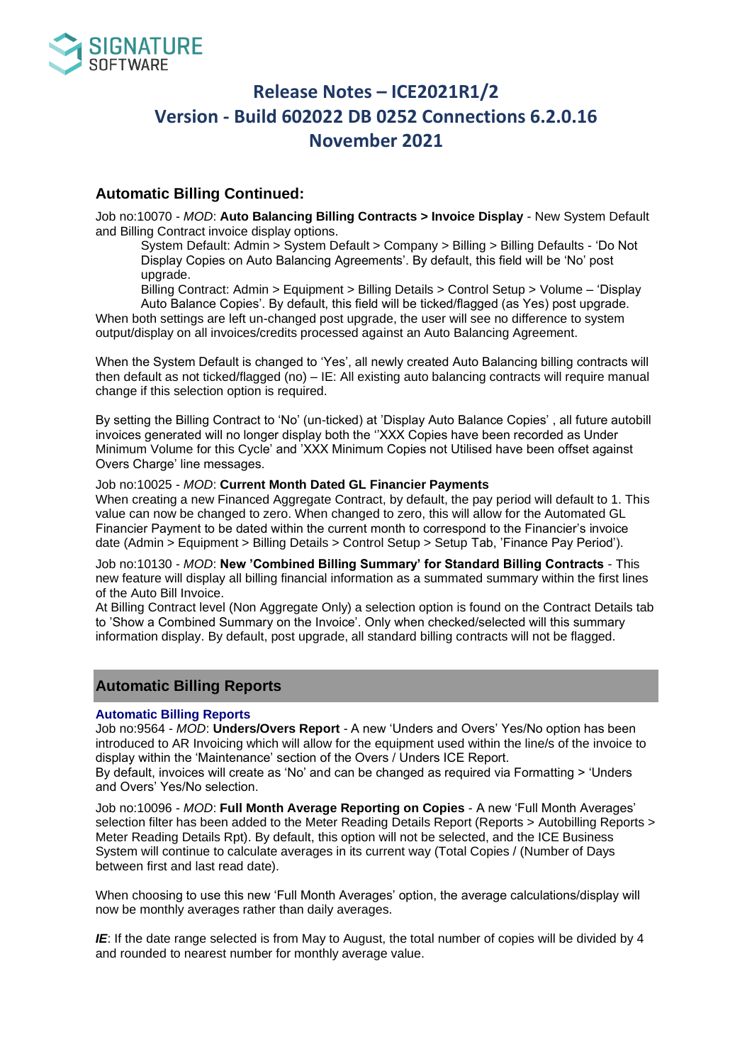# Release Notes – ICE2021R1/2
# Version - Build 602022 DB 0252 Connections 6.2.0.16
# November 2021

## Automatic Billing Continued:

Job no:10070 - *MOD*: **Auto Balancing Billing Contracts > Invoice Display** - New System Default and Billing Contract invoice display options.

System Default: Admin > System Default > Company > Billing > Billing Defaults - 'Do Not Display Copies on Auto Balancing Agreements'. By default, this field will be 'No' post upgrade.

Billing Contract: Admin > Equipment > Billing Details > Control Setup > Volume – 'Display Auto Balance Copies'. By default, this field will be ticked/flagged (as Yes) post upgrade.

When both settings are left un-changed post upgrade, the user will see no difference to system output/display on all invoices/credits processed against an Auto Balancing Agreement.

When the System Default is changed to 'Yes', all newly created Auto Balancing billing contracts will then default as not ticked/flagged (no) – IE: All existing auto balancing contracts will require manual change if this selection option is required.

By setting the Billing Contract to 'No' (un-ticked) at 'Display Auto Balance Copies' , all future autobill invoices generated will no longer display both the ''XXX Copies have been recorded as Under Minimum Volume for this Cycle' and 'XXX Minimum Copies not Utilised have been offset against Overs Charge' line messages.

Job no:10025 - *MOD*: **Current Month Dated GL Financier Payments**
When creating a new Financed Aggregate Contract, by default, the pay period will default to 1. This value can now be changed to zero. When changed to zero, this will allow for the Automated GL Financier Payment to be dated within the current month to correspond to the Financier's invoice date (Admin > Equipment > Billing Details > Control Setup > Setup Tab, 'Finance Pay Period').

Job no:10130 - *MOD*: **New 'Combined Billing Summary' for Standard Billing Contracts** - This new feature will display all billing financial information as a summated summary within the first lines of the Auto Bill Invoice.
At Billing Contract level (Non Aggregate Only) a selection option is found on the Contract Details tab to 'Show a Combined Summary on the Invoice'. Only when checked/selected will this summary information display. By default, post upgrade, all standard billing contracts will not be flagged.

## Automatic Billing Reports

### Automatic Billing Reports

Job no:9564 - *MOD*: **Unders/Overs Report** - A new 'Unders and Overs' Yes/No option has been introduced to AR Invoicing which will allow for the equipment used within the line/s of the invoice to display within the 'Maintenance' section of the Overs / Unders ICE Report.
By default, invoices will create as 'No' and can be changed as required via Formatting > 'Unders and Overs' Yes/No selection.

Job no:10096 - *MOD*: **Full Month Average Reporting on Copies** - A new 'Full Month Averages' selection filter has been added to the Meter Reading Details Report (Reports > Autobilling Reports > Meter Reading Details Rpt). By default, this option will not be selected, and the ICE Business System will continue to calculate averages in its current way (Total Copies / (Number of Days between first and last read date).

When choosing to use this new 'Full Month Averages' option, the average calculations/display will now be monthly averages rather than daily averages.

***IE***: If the date range selected is from May to August, the total number of copies will be divided by 4 and rounded to nearest number for monthly average value.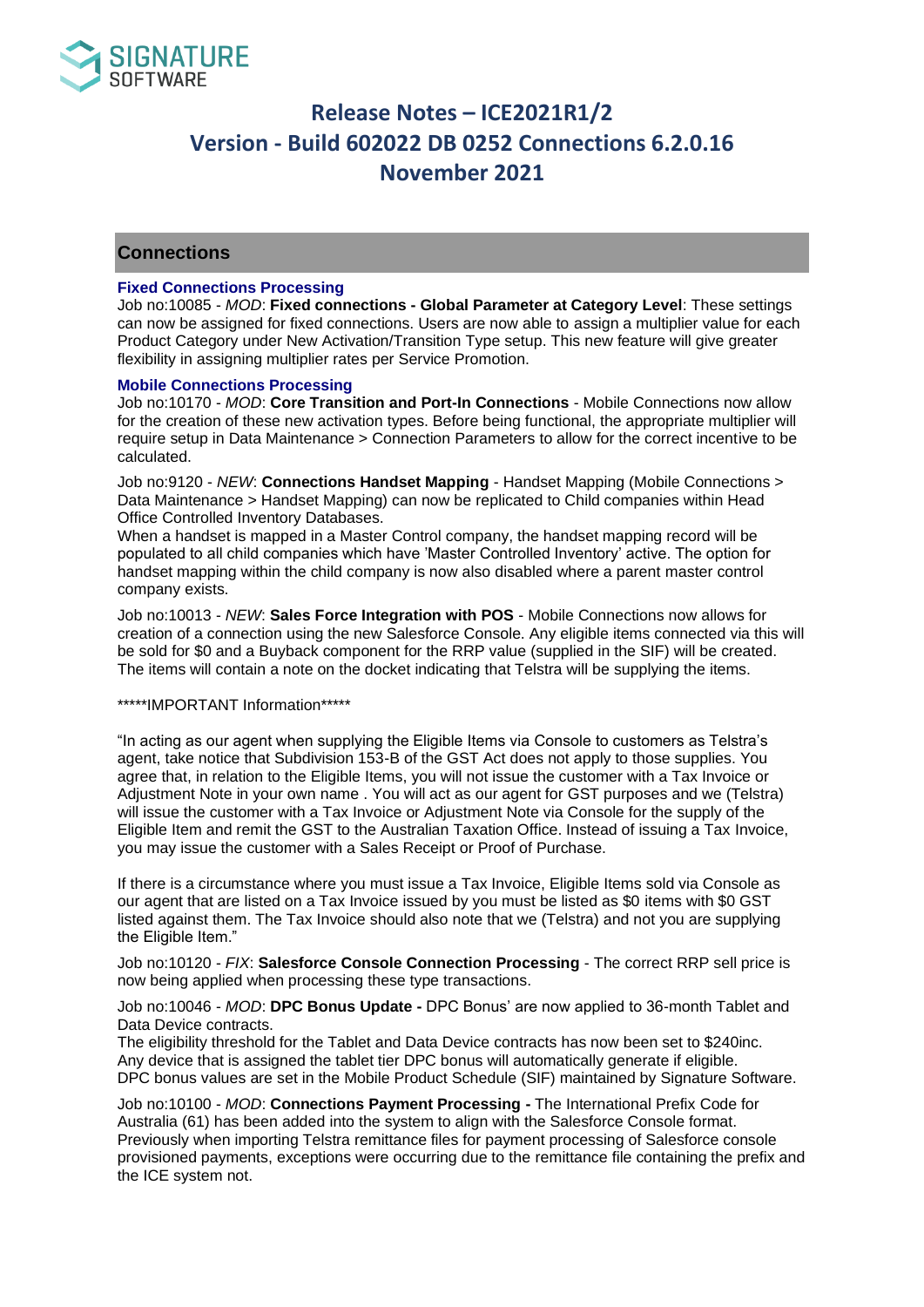# Release Notes – ICE2021R1/2
# Version - Build 602022 DB 0252 Connections 6.2.0.16
# November 2021

## Connections

### Fixed Connections Processing

Job no:10085 - *MOD*: **Fixed connections - Global Parameter at Category Level**: These settings can now be assigned for fixed connections. Users are now able to assign a multiplier value for each Product Category under New Activation/Transition Type setup. This new feature will give greater flexibility in assigning multiplier rates per Service Promotion.

### Mobile Connections Processing

Job no:10170 - *MOD*: **Core Transition and Port-In Connections** - Mobile Connections now allow for the creation of these new activation types. Before being functional, the appropriate multiplier will require setup in Data Maintenance > Connection Parameters to allow for the correct incentive to be calculated.

Job no:9120 - *NEW*: **Connections Handset Mapping** - Handset Mapping (Mobile Connections > Data Maintenance > Handset Mapping) can now be replicated to Child companies within Head Office Controlled Inventory Databases.
When a handset is mapped in a Master Control company, the handset mapping record will be populated to all child companies which have 'Master Controlled Inventory' active. The option for handset mapping within the child company is now also disabled where a parent master control company exists.

Job no:10013 - *NEW*: **Sales Force Integration with POS** - Mobile Connections now allows for creation of a connection using the new Salesforce Console. Any eligible items connected via this will be sold for $0 and a Buyback component for the RRP value (supplied in the SIF) will be created. The items will contain a note on the docket indicating that Telstra will be supplying the items.

*****IMPORTANT Information*****

"In acting as our agent when supplying the Eligible Items via Console to customers as Telstra's agent, take notice that Subdivision 153-B of the GST Act does not apply to those supplies. You agree that, in relation to the Eligible Items, you will not issue the customer with a Tax Invoice or Adjustment Note in your own name . You will act as our agent for GST purposes and we (Telstra) will issue the customer with a Tax Invoice or Adjustment Note via Console for the supply of the Eligible Item and remit the GST to the Australian Taxation Office. Instead of issuing a Tax Invoice, you may issue the customer with a Sales Receipt or Proof of Purchase.

If there is a circumstance where you must issue a Tax Invoice, Eligible Items sold via Console as our agent that are listed on a Tax Invoice issued by you must be listed as $0 items with $0 GST listed against them. The Tax Invoice should also note that we (Telstra) and not you are supplying the Eligible Item."

Job no:10120 - *FIX*: **Salesforce Console Connection Processing** - The correct RRP sell price is now being applied when processing these type transactions.

Job no:10046 - *MOD*: **DPC Bonus Update -** DPC Bonus' are now applied to 36-month Tablet and Data Device contracts.
The eligibility threshold for the Tablet and Data Device contracts has now been set to $240inc.
Any device that is assigned the tablet tier DPC bonus will automatically generate if eligible.
DPC bonus values are set in the Mobile Product Schedule (SIF) maintained by Signature Software.

Job no:10100 - *MOD*: **Connections Payment Processing -** The International Prefix Code for Australia (61) has been added into the system to align with the Salesforce Console format.
Previously when importing Telstra remittance files for payment processing of Salesforce console provisioned payments, exceptions were occurring due to the remittance file containing the prefix and the ICE system not.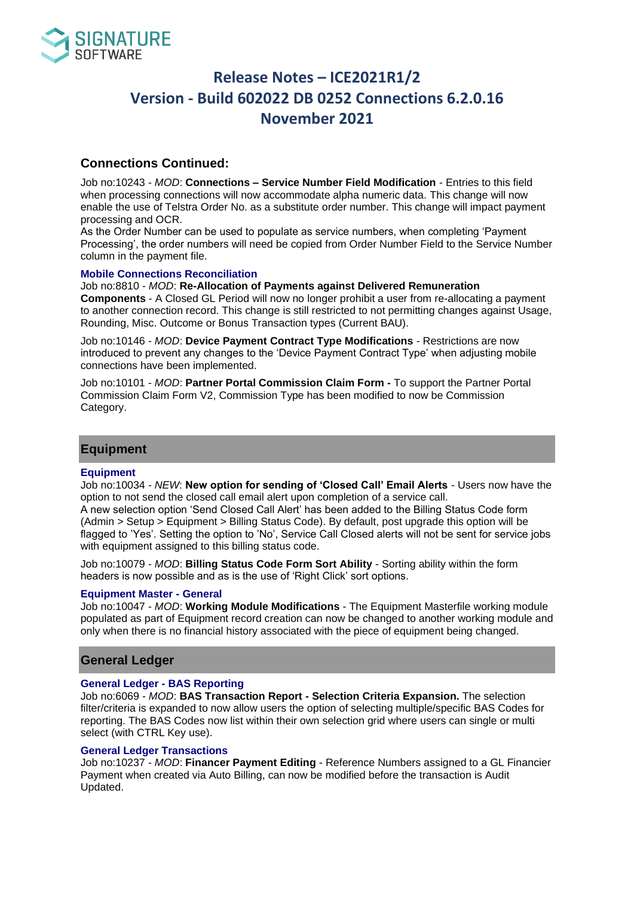# Release Notes – ICE2021R1/2
# Version - Build 602022 DB 0252 Connections 6.2.0.16
# November 2021

## Connections Continued:

Job no:10243 - *MOD*: **Connections – Service Number Field Modification** - Entries to this field when processing connections will now accommodate alpha numeric data. This change will now enable the use of Telstra Order No. as a substitute order number. This change will impact payment processing and OCR.
As the Order Number can be used to populate as service numbers, when completing 'Payment Processing', the order numbers will need be copied from Order Number Field to the Service Number column in the payment file.

### Mobile Connections Reconciliation

Job no:8810 - *MOD*: **Re-Allocation of Payments against Delivered Remuneration Components** - A Closed GL Period will now no longer prohibit a user from re-allocating a payment to another connection record. This change is still restricted to not permitting changes against Usage, Rounding, Misc. Outcome or Bonus Transaction types (Current BAU).

Job no:10146 - *MOD*: **Device Payment Contract Type Modifications** - Restrictions are now introduced to prevent any changes to the 'Device Payment Contract Type' when adjusting mobile connections have been implemented.

Job no:10101 - *MOD*: **Partner Portal Commission Claim Form -** To support the Partner Portal Commission Claim Form V2, Commission Type has been modified to now be Commission Category.

## Equipment

### Equipment

Job no:10034 - *NEW*: **New option for sending of 'Closed Call' Email Alerts** - Users now have the option to not send the closed call email alert upon completion of a service call.
A new selection option 'Send Closed Call Alert' has been added to the Billing Status Code form (Admin > Setup > Equipment > Billing Status Code). By default, post upgrade this option will be flagged to 'Yes'. Setting the option to 'No', Service Call Closed alerts will not be sent for service jobs with equipment assigned to this billing status code.

Job no:10079 - *MOD*: **Billing Status Code Form Sort Ability** - Sorting ability within the form headers is now possible and as is the use of 'Right Click' sort options.

### Equipment Master - General

Job no:10047 - *MOD*: **Working Module Modifications** - The Equipment Masterfile working module populated as part of Equipment record creation can now be changed to another working module and only when there is no financial history associated with the piece of equipment being changed.

## General Ledger

### General Ledger - BAS Reporting

Job no:6069 - *MOD*: **BAS Transaction Report - Selection Criteria Expansion.** The selection filter/criteria is expanded to now allow users the option of selecting multiple/specific BAS Codes for reporting. The BAS Codes now list within their own selection grid where users can single or multi select (with CTRL Key use).

### General Ledger Transactions

Job no:10237 - *MOD*: **Financer Payment Editing** - Reference Numbers assigned to a GL Financier Payment when created via Auto Billing, can now be modified before the transaction is Audit Updated.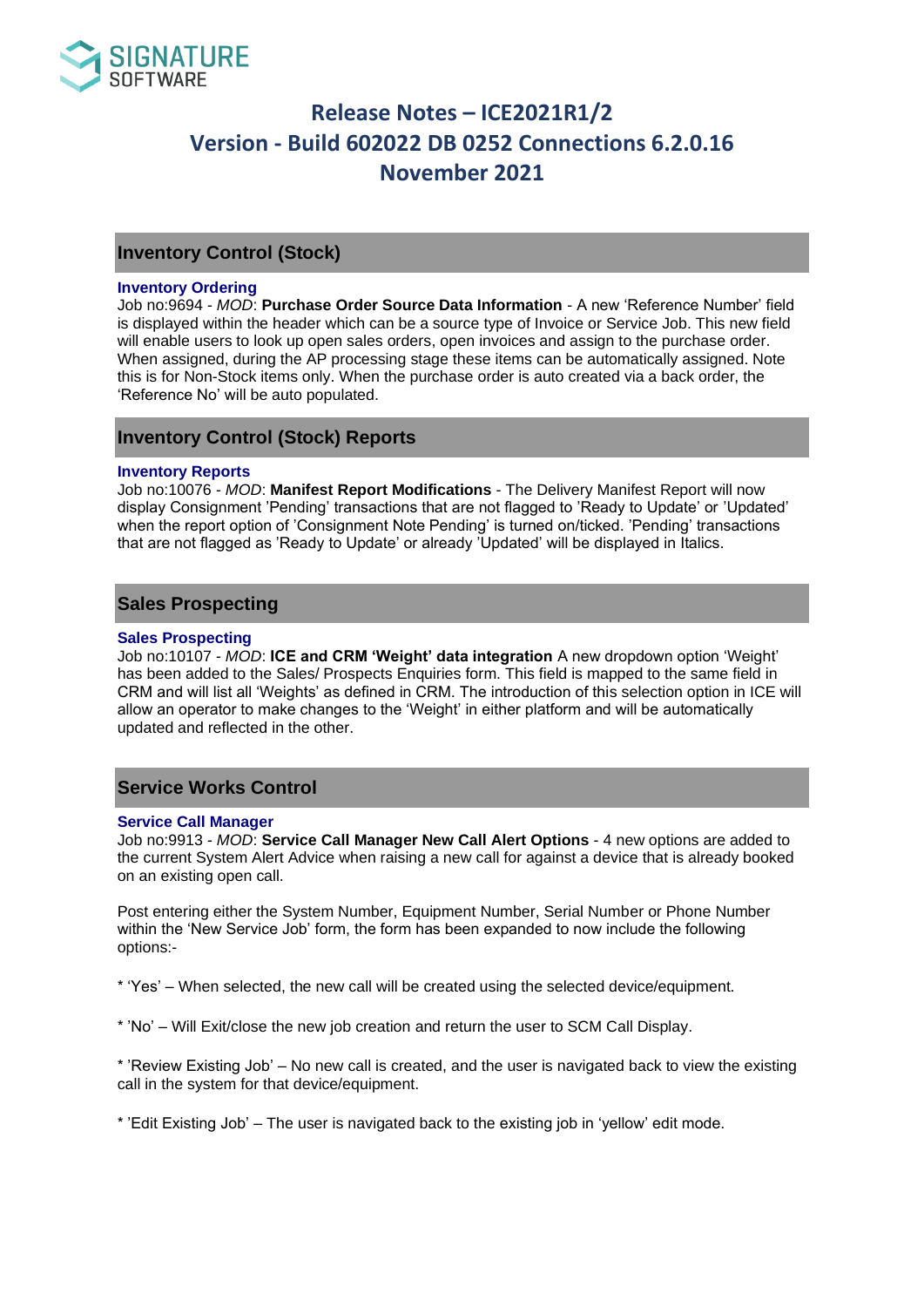# Release Notes – ICE2021R1/2
# Version - Build 602022 DB 0252 Connections 6.2.0.16
# November 2021

## Inventory Control (Stock)

### Inventory Ordering

Job no:9694 - *MOD*: **Purchase Order Source Data Information** - A new 'Reference Number' field is displayed within the header which can be a source type of Invoice or Service Job. This new field will enable users to look up open sales orders, open invoices and assign to the purchase order. When assigned, during the AP processing stage these items can be automatically assigned. Note this is for Non-Stock items only. When the purchase order is auto created via a back order, the 'Reference No' will be auto populated.

## Inventory Control (Stock) Reports

### Inventory Reports

Job no:10076 - *MOD*: **Manifest Report Modifications** - The Delivery Manifest Report will now display Consignment 'Pending' transactions that are not flagged to 'Ready to Update' or 'Updated' when the report option of 'Consignment Note Pending' is turned on/ticked. 'Pending' transactions that are not flagged as 'Ready to Update' or already 'Updated' will be displayed in Italics.

## Sales Prospecting

### Sales Prospecting

Job no:10107 - *MOD*: **ICE and CRM 'Weight' data integration** A new dropdown option 'Weight' has been added to the Sales/ Prospects Enquiries form. This field is mapped to the same field in CRM and will list all 'Weights' as defined in CRM. The introduction of this selection option in ICE will allow an operator to make changes to the 'Weight' in either platform and will be automatically updated and reflected in the other.

## Service Works Control

### Service Call Manager

Job no:9913 - *MOD*: **Service Call Manager New Call Alert Options** - 4 new options are added to the current System Alert Advice when raising a new call for against a device that is already booked on an existing open call.

Post entering either the System Number, Equipment Number, Serial Number or Phone Number within the 'New Service Job' form, the form has been expanded to now include the following options:-

* 'Yes' – When selected, the new call will be created using the selected device/equipment.

* 'No' – Will Exit/close the new job creation and return the user to SCM Call Display.

* 'Review Existing Job' – No new call is created, and the user is navigated back to view the existing call in the system for that device/equipment.

* 'Edit Existing Job' – The user is navigated back to the existing job in 'yellow' edit mode.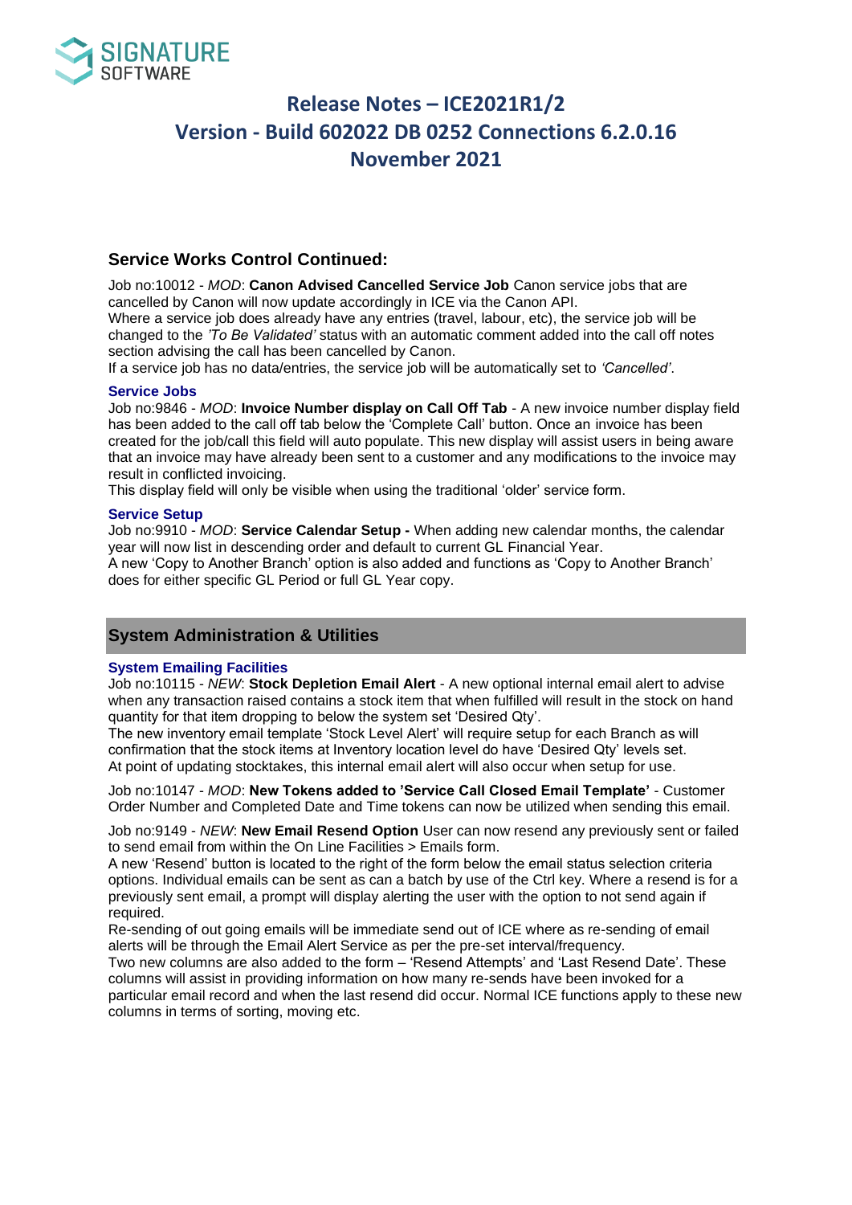# Release Notes – ICE2021R1/2
# Version - Build 602022 DB 0252 Connections 6.2.0.16
# November 2021

## Service Works Control Continued:

Job no:10012 - *MOD*: **Canon Advised Cancelled Service Job** Canon service jobs that are cancelled by Canon will now update accordingly in ICE via the Canon API.
Where a service job does already have any entries (travel, labour, etc), the service job will be changed to the *'To Be Validated'* status with an automatic comment added into the call off notes section advising the call has been cancelled by Canon.
If a service job has no data/entries, the service job will be automatically set to *'Cancelled'*.

### Service Jobs

Job no:9846 - *MOD*: **Invoice Number display on Call Off Tab** - A new invoice number display field has been added to the call off tab below the 'Complete Call' button. Once an invoice has been created for the job/call this field will auto populate. This new display will assist users in being aware that an invoice may have already been sent to a customer and any modifications to the invoice may result in conflicted invoicing.
This display field will only be visible when using the traditional 'older' service form.

### Service Setup

Job no:9910 - *MOD*: **Service Calendar Setup -** When adding new calendar months, the calendar year will now list in descending order and default to current GL Financial Year.
A new 'Copy to Another Branch' option is also added and functions as 'Copy to Another Branch' does for either specific GL Period or full GL Year copy.

## System Administration & Utilities

### System Emailing Facilities

Job no:10115 - *NEW*: **Stock Depletion Email Alert** - A new optional internal email alert to advise when any transaction raised contains a stock item that when fulfilled will result in the stock on hand quantity for that item dropping to below the system set 'Desired Qty'.
The new inventory email template 'Stock Level Alert' will require setup for each Branch as will confirmation that the stock items at Inventory location level do have 'Desired Qty' levels set.
At point of updating stocktakes, this internal email alert will also occur when setup for use.

Job no:10147 - *MOD*: **New Tokens added to 'Service Call Closed Email Template'** - Customer Order Number and Completed Date and Time tokens can now be utilized when sending this email.

Job no:9149 - *NEW*: **New Email Resend Option** User can now resend any previously sent or failed to send email from within the On Line Facilities > Emails form.
A new 'Resend' button is located to the right of the form below the email status selection criteria options. Individual emails can be sent as can a batch by use of the Ctrl key. Where a resend is for a previously sent email, a prompt will display alerting the user with the option to not send again if required.
Re-sending of out going emails will be immediate send out of ICE where as re-sending of email alerts will be through the Email Alert Service as per the pre-set interval/frequency.
Two new columns are also added to the form – 'Resend Attempts' and 'Last Resend Date'. These columns will assist in providing information on how many re-sends have been invoked for a particular email record and when the last resend did occur. Normal ICE functions apply to these new columns in terms of sorting, moving etc.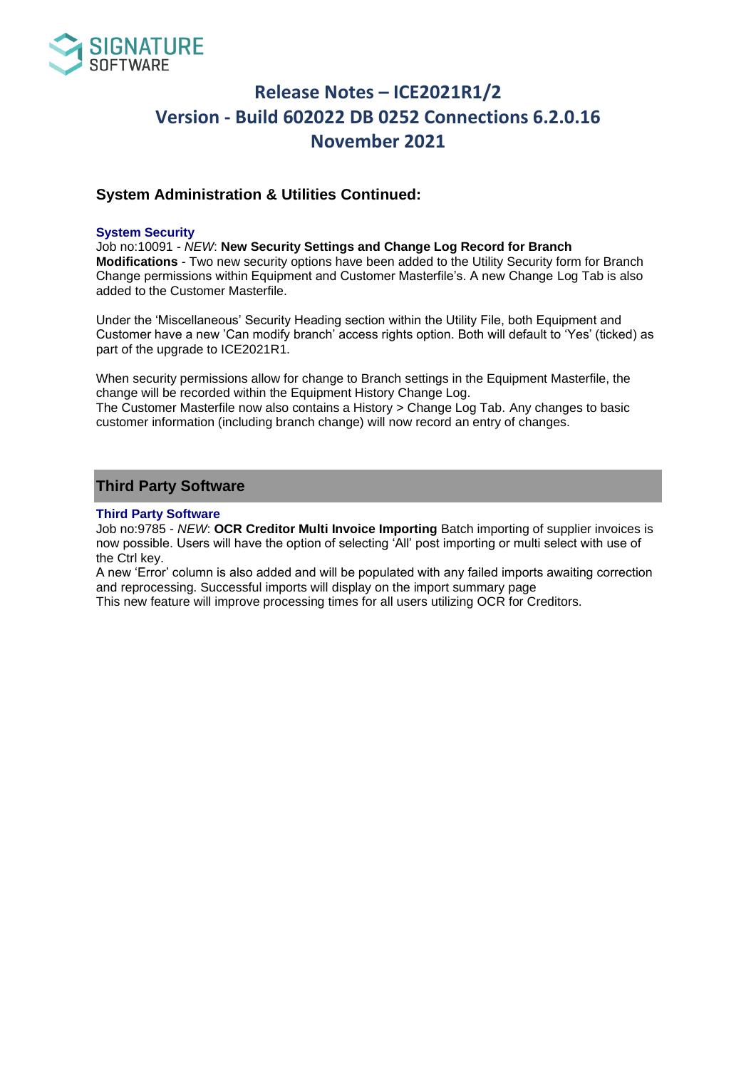# Release Notes – ICE2021R1/2
# Version - Build 602022 DB 0252 Connections 6.2.0.16
# November 2021

## System Administration & Utilities Continued:

### System Security

Job no:10091 - *NEW*: **New Security Settings and Change Log Record for Branch Modifications** - Two new security options have been added to the Utility Security form for Branch Change permissions within Equipment and Customer Masterfile's. A new Change Log Tab is also added to the Customer Masterfile.

Under the 'Miscellaneous' Security Heading section within the Utility File, both Equipment and Customer have a new 'Can modify branch' access rights option. Both will default to 'Yes' (ticked) as part of the upgrade to ICE2021R1.

When security permissions allow for change to Branch settings in the Equipment Masterfile, the change will be recorded within the Equipment History Change Log.
The Customer Masterfile now also contains a History > Change Log Tab. Any changes to basic customer information (including branch change) will now record an entry of changes.

## Third Party Software

### Third Party Software

Job no:9785 - *NEW*: **OCR Creditor Multi Invoice Importing** Batch importing of supplier invoices is now possible. Users will have the option of selecting 'All' post importing or multi select with use of the Ctrl key.
A new 'Error' column is also added and will be populated with any failed imports awaiting correction and reprocessing. Successful imports will display on the import summary page
This new feature will improve processing times for all users utilizing OCR for Creditors.